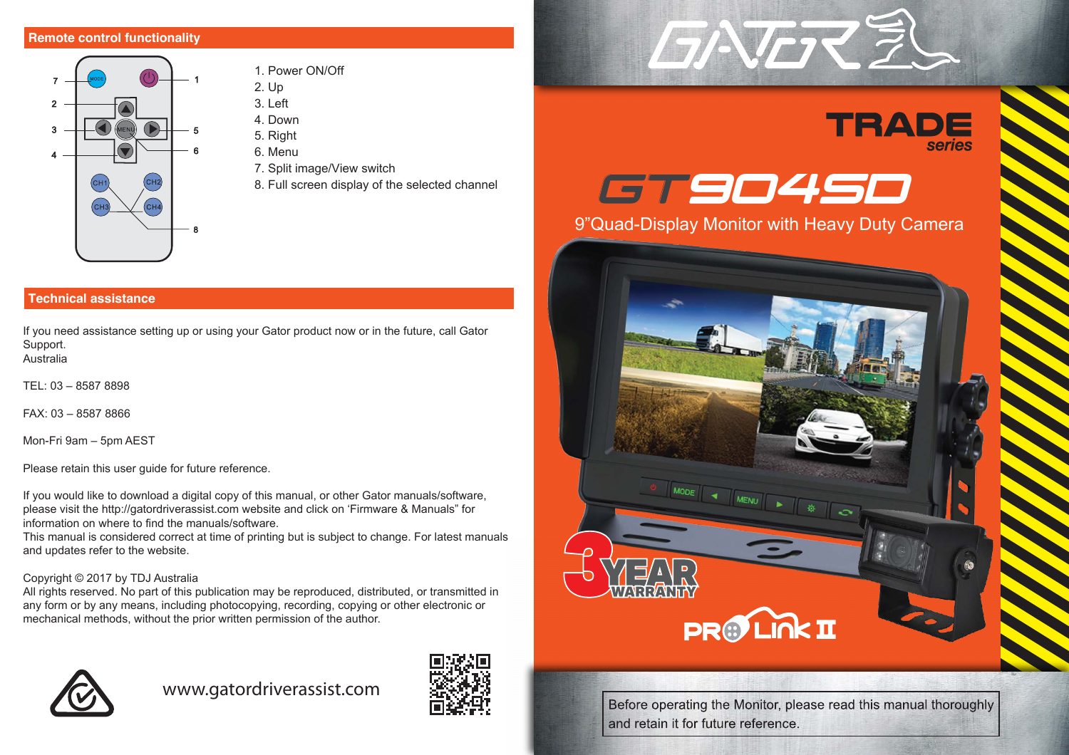## Remote control functionality

1. Power ON/Off
2. Up
3. Left
4. Down
5. Right
6. Menu
7. Split image/View switch
8. Full screen display of the selected channel

## Technical assistance

If you need assistance setting up or using your Gator product now or in the future, call Gator Support.
Australia

TEL: 03 – 8587 8898

FAX: 03 – 8587 8866

Mon-Fri 9am – 5pm AEST

Please retain this user guide for future reference.

If you would like to download a digital copy of this manual, or other Gator manuals/software, please visit the http://gatordriverassist.com website and click on 'Firmware & Manuals" for information on where to find the manuals/software.
This manual is considered correct at time of printing but is subject to change. For latest manuals and updates refer to the website.

Copyright © 2017 by TDJ Australia
All rights reserved. No part of this publication may be reproduced, distributed, or transmitted in any form or by any means, including photocopying, recording, copying or other electronic or mechanical methods, without the prior written permission of the author.

www.gatordriverassist.com

# GATOR

## TRADE series

# GT904SD

9"Quad-Display Monitor with Heavy Duty Camera

3 YEAR WARRANTY

PRO LINK II

Before operating the Monitor, please read this manual thoroughly and retain it for future reference.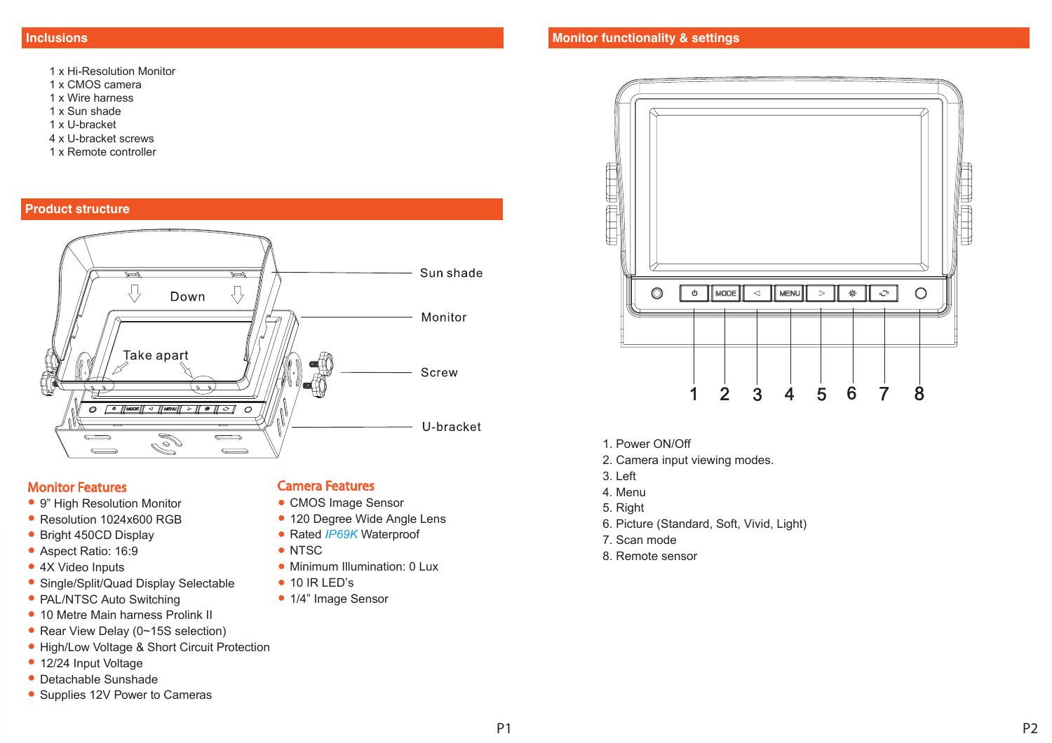## Inclusions

1 x Hi-Resolution Monitor
1 x CMOS camera
1 x Wire harness
1 x Sun shade
1 x U-bracket
4 x U-bracket screws
1 x Remote controller

## Product structure

Sun shade
Monitor
Screw
U-bracket

Down
Take apart

### Monitor Features

- 9" High Resolution Monitor
- Resolution 1024x600 RGB
- Bright 450CD Display
- Aspect Ratio: 16:9
- 4X Video Inputs
- Single/Split/Quad Display Selectable
- PAL/NTSC Auto Switching
- 10 Metre Main harness Prolink II
- Rear View Delay (0~15S selection)
- High/Low Voltage & Short Circuit Protection
- 12/24 Input Voltage
- Detachable Sunshade
- Supplies 12V Power to Cameras

### Camera Features

- CMOS Image Sensor
- 120 Degree Wide Angle Lens
- Rated *IP69K* Waterproof
- NTSC
- Minimum Illumination: 0 Lux
- 10 IR LED's
- 1/4" Image Sensor

## Monitor functionality & settings

1. Power ON/Off
2. Camera input viewing modes.
3. Left
4. Menu
5. Right
6. Picture (Standard, Soft, Vivid, Light)
7. Scan mode
8. Remote sensor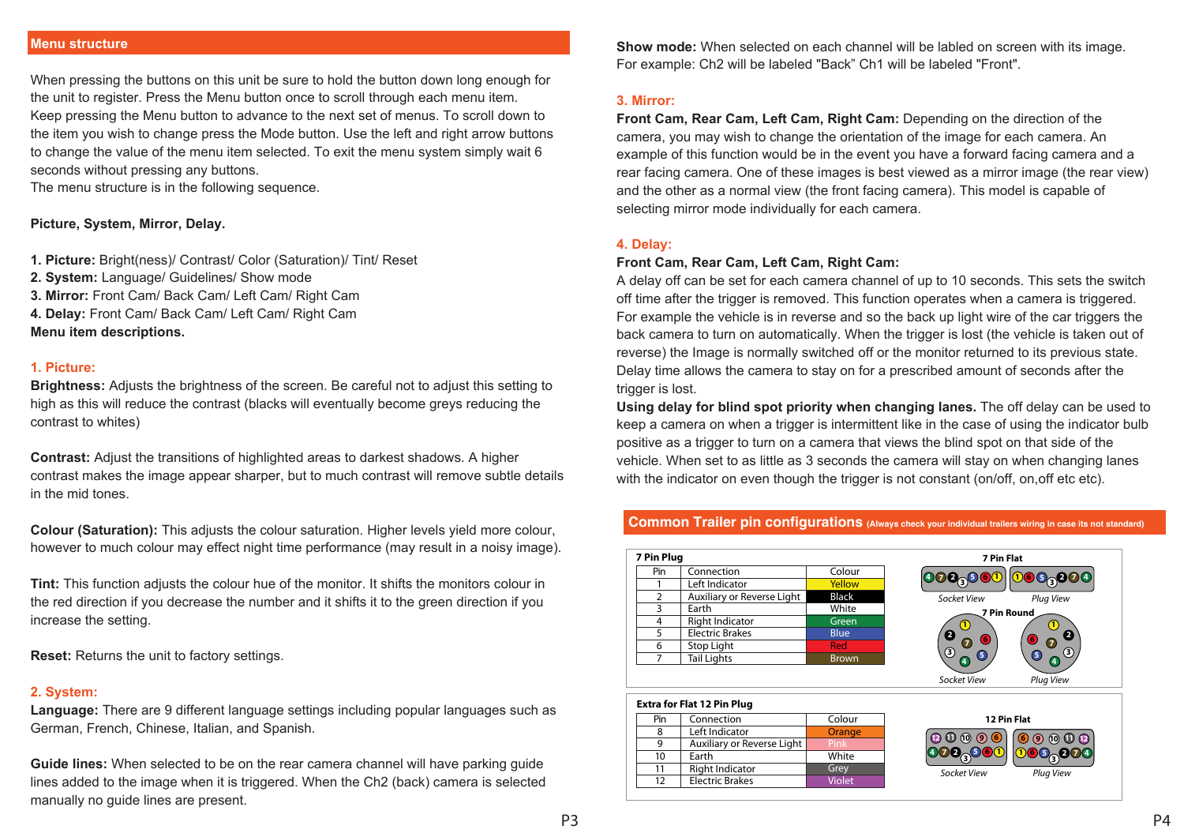## Menu structure

When pressing the buttons on this unit be sure to hold the button down long enough for the unit to register. Press the Menu button once to scroll through each menu item. Keep pressing the Menu button to advance to the next set of menus. To scroll down to the item you wish to change press the Mode button. Use the left and right arrow buttons to change the value of the menu item selected. To exit the menu system simply wait 6 seconds without pressing any buttons.
The menu structure is in the following sequence.

**Picture, System, Mirror, Delay.**

**1. Picture:** Bright(ness)/ Contrast/ Color (Saturation)/ Tint/ Reset
**2. System:** Language/ Guidelines/ Show mode
**3. Mirror:** Front Cam/ Back Cam/ Left Cam/ Right Cam
**4. Delay:** Front Cam/ Back Cam/ Left Cam/ Right Cam
**Menu item descriptions.**

### 1. Picture:

**Brightness:** Adjusts the brightness of the screen. Be careful not to adjust this setting to high as this will reduce the contrast (blacks will eventually become greys reducing the contrast to whites)

**Contrast:** Adjust the transitions of highlighted areas to darkest shadows. A higher contrast makes the image appear sharper, but to much contrast will remove subtle details in the mid tones.

**Colour (Saturation):** This adjusts the colour saturation. Higher levels yield more colour, however to much colour may effect night time performance (may result in a noisy image).

**Tint:** This function adjusts the colour hue of the monitor. It shifts the monitors colour in the red direction if you decrease the number and it shifts it to the green direction if you increase the setting.

**Reset:** Returns the unit to factory settings.

### 2. System:

**Language:** There are 9 different language settings including popular languages such as German, French, Chinese, Italian, and Spanish.

**Guide lines:** When selected to be on the rear camera channel will have parking guide lines added to the image when it is triggered. When the Ch2 (back) camera is selected manually no guide lines are present.

**Show mode:** When selected on each channel will be labled on screen with its image. For example: Ch2 will be labeled "Back" Ch1 will be labeled "Front".

### 3. Mirror:

**Front Cam, Rear Cam, Left Cam, Right Cam:** Depending on the direction of the camera, you may wish to change the orientation of the image for each camera. An example of this function would be in the event you have a forward facing camera and a rear facing camera. One of these images is best viewed as a mirror image (the rear view) and the other as a normal view (the front facing camera). This model is capable of selecting mirror mode individually for each camera.

### 4. Delay:

**Front Cam, Rear Cam, Left Cam, Right Cam:**
A delay off can be set for each camera channel of up to 10 seconds. This sets the switch off time after the trigger is removed. This function operates when a camera is triggered. For example the vehicle is in reverse and so the back up light wire of the car triggers the back camera to turn on automatically. When the trigger is lost (the vehicle is taken out of reverse) the Image is normally switched off or the monitor returned to its previous state. Delay time allows the camera to stay on for a prescribed amount of seconds after the trigger is lost.
**Using delay for blind spot priority when changing lanes.** The off delay can be used to keep a camera on when a trigger is intermittent like in the case of using the indicator bulb positive as a trigger to turn on a camera that views the blind spot on that side of the vehicle. When set to as little as 3 seconds the camera will stay on when changing lanes with the indicator on even though the trigger is not constant (on/off, on,off etc etc).

## Common Trailer pin configurations (Always check your individual trailers wiring in case its not standard)

**7 Pin Plug**

| Pin | Connection | Colour |
|---|---|---|
| 1 | Left Indicator | Yellow |
| 2 | Auxiliary or Reverse Light | Black |
| 3 | Earth | White |
| 4 | Right Indicator | Green |
| 5 | Electric Brakes | Blue |
| 6 | Stop Light | Red |
| 7 | Tail Lights | Brown |

7 Pin Flat — Socket View / Plug View

7 Pin Round — Socket View / Plug View

**Extra for Flat 12 Pin Plug**

| Pin | Connection | Colour |
|---|---|---|
| 8 | Left Indicator | Orange |
| 9 | Auxiliary or Reverse Light | Pink |
| 10 | Earth | White |
| 11 | Right Indicator | Grey |
| 12 | Electric Brakes | Violet |

12 Pin Flat — Socket View / Plug View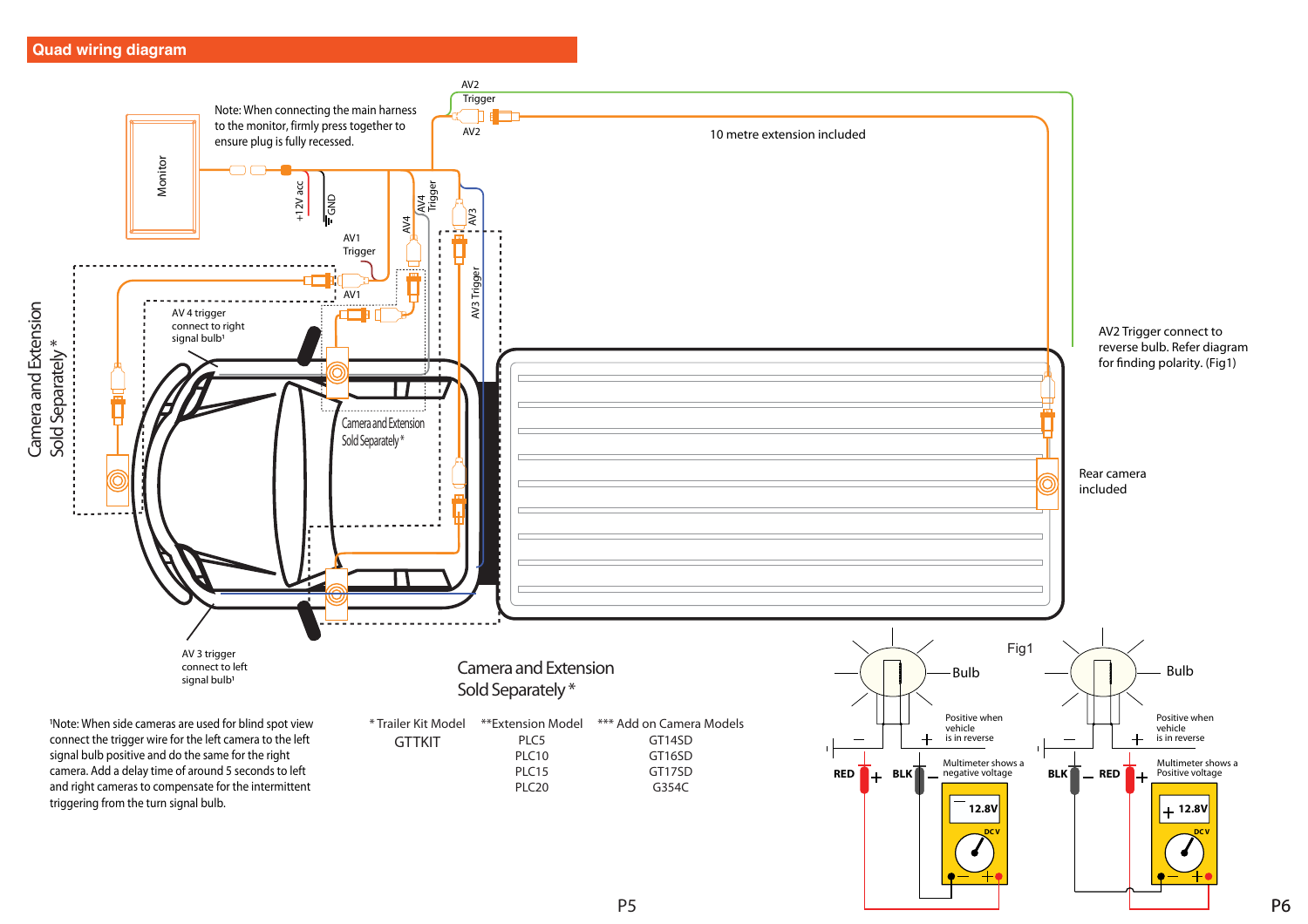## Quad wiring diagram

Note: When connecting the main harness to the monitor, firmly press together to ensure plug is fully recessed.

Monitor

+12V acc

GND

AV1 Trigger

AV1

AV4

AV4 Trigger

AV3

AV3 Trigger

AV2 Trigger

AV2

10 metre extension included

AV 4 trigger connect to right signal bulb[1]

Camera and Extension Sold Separately *

AV 3 trigger connect to left signal bulb[1]

AV2 Trigger connect to reverse bulb. Refer diagram for finding polarity. (Fig1)

Rear camera included

Camera and Extension Sold Separately *

[1]Note: When side cameras are used for blind spot view connect the trigger wire for the left camera to the left signal bulb positive and do the same for the right camera. Add a delay time of around 5 seconds to left and right cameras to compensate for the intermittent triggering from the turn signal bulb.

| * Trailer Kit Model | **Extension Model | *** Add on Camera Models |
|---|---|---|
| GTTKIT | PLC5 | GT14SD |
| | PLC10 | GT16SD |
| | PLC15 | GT17SD |
| | PLC20 | G354C |

Fig1

Bulb

Positive when vehicle is in reverse

RED + BLK –

Multimeter shows a negative voltage

12.8V

DCV

Bulb

Positive when vehicle is in reverse

BLK – RED +

Multimeter shows a Positive voltage

+ 12.8V

DCV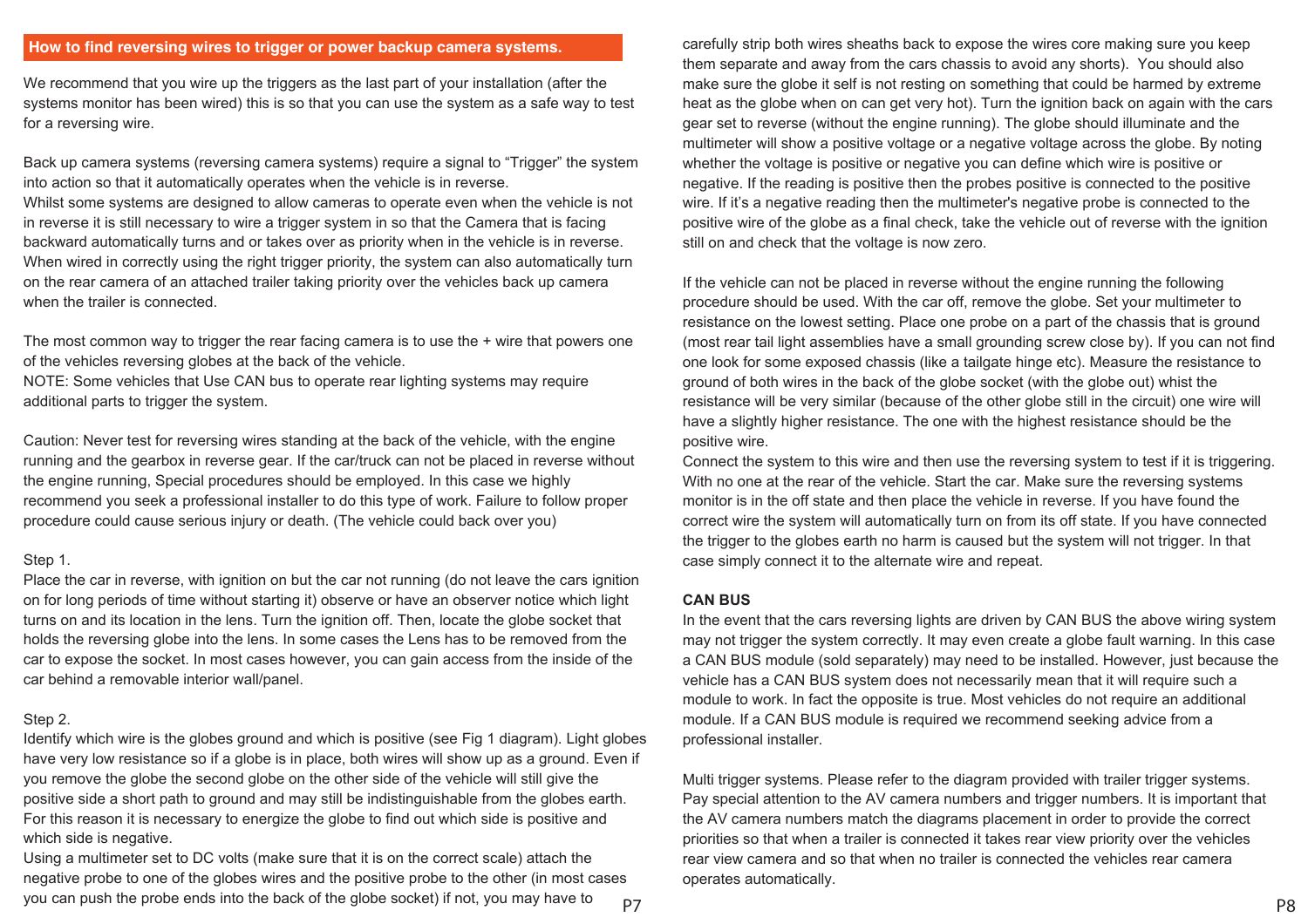## How to find reversing wires to trigger or power backup camera systems.

We recommend that you wire up the triggers as the last part of your installation (after the systems monitor has been wired) this is so that you can use the system as a safe way to test for a reversing wire.

Back up camera systems (reversing camera systems) require a signal to “Trigger” the system into action so that it automatically operates when the vehicle is in reverse.
Whilst some systems are designed to allow cameras to operate even when the vehicle is not in reverse it is still necessary to wire a trigger system in so that the Camera that is facing backward automatically turns and or takes over as priority when in the vehicle is in reverse. When wired in correctly using the right trigger priority, the system can also automatically turn on the rear camera of an attached trailer taking priority over the vehicles back up camera when the trailer is connected.

The most common way to trigger the rear facing camera is to use the + wire that powers one of the vehicles reversing globes at the back of the vehicle.
NOTE: Some vehicles that Use CAN bus to operate rear lighting systems may require additional parts to trigger the system.

Caution: Never test for reversing wires standing at the back of the vehicle, with the engine running and the gearbox in reverse gear. If the car/truck can not be placed in reverse without the engine running, Special procedures should be employed. In this case we highly recommend you seek a professional installer to do this type of work. Failure to follow proper procedure could cause serious injury or death. (The vehicle could back over you)

Step 1.
Place the car in reverse, with ignition on but the car not running (do not leave the cars ignition on for long periods of time without starting it) observe or have an observer notice which light turns on and its location in the lens. Turn the ignition off. Then, locate the globe socket that holds the reversing globe into the lens. In some cases the Lens has to be removed from the car to expose the socket. In most cases however, you can gain access from the inside of the car behind a removable interior wall/panel.

Step 2.
Identify which wire is the globes ground and which is positive (see Fig 1 diagram). Light globes have very low resistance so if a globe is in place, both wires will show up as a ground. Even if you remove the globe the second globe on the other side of the vehicle will still give the positive side a short path to ground and may still be indistinguishable from the globes earth. For this reason it is necessary to energize the globe to find out which side is positive and which side is negative.
Using a multimeter set to DC volts (make sure that it is on the correct scale) attach the negative probe to one of the globes wires and the positive probe to the other (in most cases you can push the probe ends into the back of the globe socket) if not, you may have to carefully strip both wires sheaths back to expose the wires core making sure you keep them separate and away from the cars chassis to avoid any shorts). You should also make sure the globe it self is not resting on something that could be harmed by extreme heat as the globe when on can get very hot). Turn the ignition back on again with the cars gear set to reverse (without the engine running). The globe should illuminate and the multimeter will show a positive voltage or a negative voltage across the globe. By noting whether the voltage is positive or negative you can define which wire is positive or negative. If the reading is positive then the probes positive is connected to the positive wire. If it’s a negative reading then the multimeter's negative probe is connected to the positive wire of the globe as a final check, take the vehicle out of reverse with the ignition still on and check that the voltage is now zero.

If the vehicle can not be placed in reverse without the engine running the following procedure should be used. With the car off, remove the globe. Set your multimeter to resistance on the lowest setting. Place one probe on a part of the chassis that is ground (most rear tail light assemblies have a small grounding screw close by). If you can not find one look for some exposed chassis (like a tailgate hinge etc). Measure the resistance to ground of both wires in the back of the globe socket (with the globe out) whist the resistance will be very similar (because of the other globe still in the circuit) one wire will have a slightly higher resistance. The one with the highest resistance should be the positive wire.
Connect the system to this wire and then use the reversing system to test if it is triggering. With no one at the rear of the vehicle. Start the car. Make sure the reversing systems monitor is in the off state and then place the vehicle in reverse. If you have found the correct wire the system will automatically turn on from its off state. If you have connected the trigger to the globes earth no harm is caused but the system will not trigger. In that case simply connect it to the alternate wire and repeat.

**CAN BUS**
In the event that the cars reversing lights are driven by CAN BUS the above wiring system may not trigger the system correctly. It may even create a globe fault warning. In this case a CAN BUS module (sold separately) may need to be installed. However, just because the vehicle has a CAN BUS system does not necessarily mean that it will require such a module to work. In fact the opposite is true. Most vehicles do not require an additional module. If a CAN BUS module is required we recommend seeking advice from a professional installer.

Multi trigger systems. Please refer to the diagram provided with trailer trigger systems. Pay special attention to the AV camera numbers and trigger numbers. It is important that the AV camera numbers match the diagrams placement in order to provide the correct priorities so that when a trailer is connected it takes rear view priority over the vehicles rear view camera and so that when no trailer is connected the vehicles rear camera operates automatically.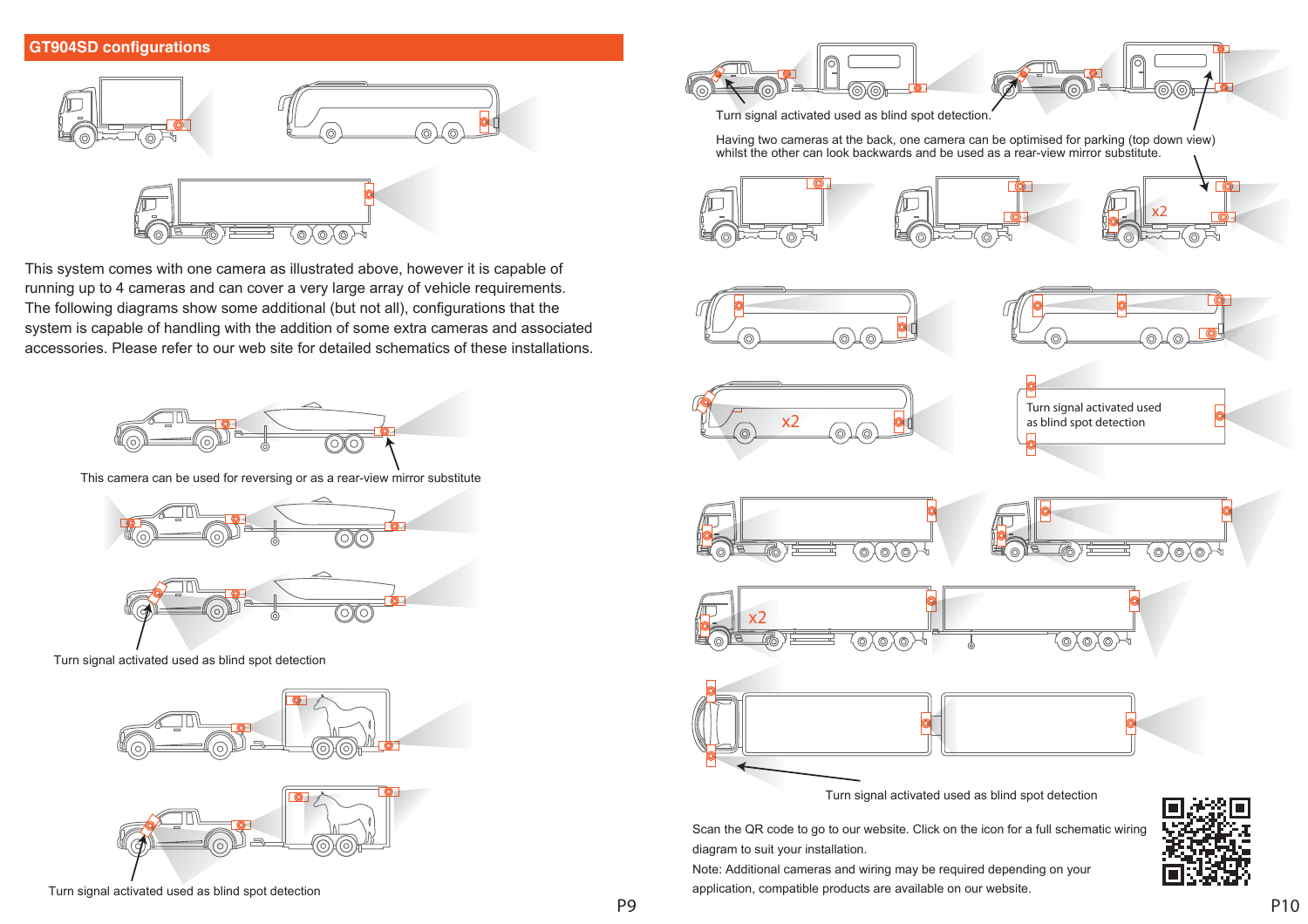## GT904SD configurations

This system comes with one camera as illustrated above, however it is capable of running up to 4 cameras and can cover a very large array of vehicle requirements. The following diagrams show some additional (but not all), configurations that the system is capable of handling with the addition of some extra cameras and associated accessories. Please refer to our web site for detailed schematics of these installations.

This camera can be used for reversing or as a rear-view mirror substitute

Turn signal activated used as blind spot detection

Turn signal activated used as blind spot detection

Turn signal activated used as blind spot detection.

Having two cameras at the back, one camera can be optimised for parking (top down view) whilst the other can look backwards and be used as a rear-view mirror substitute.

x2

x2

Turn signal activated used as blind spot detection

x2

Turn signal activated used as blind spot detection

Scan the QR code to go to our website. Click on the icon for a full schematic wiring diagram to suit your installation.

Note: Additional cameras and wiring may be required depending on your application, compatible products are available on our website.